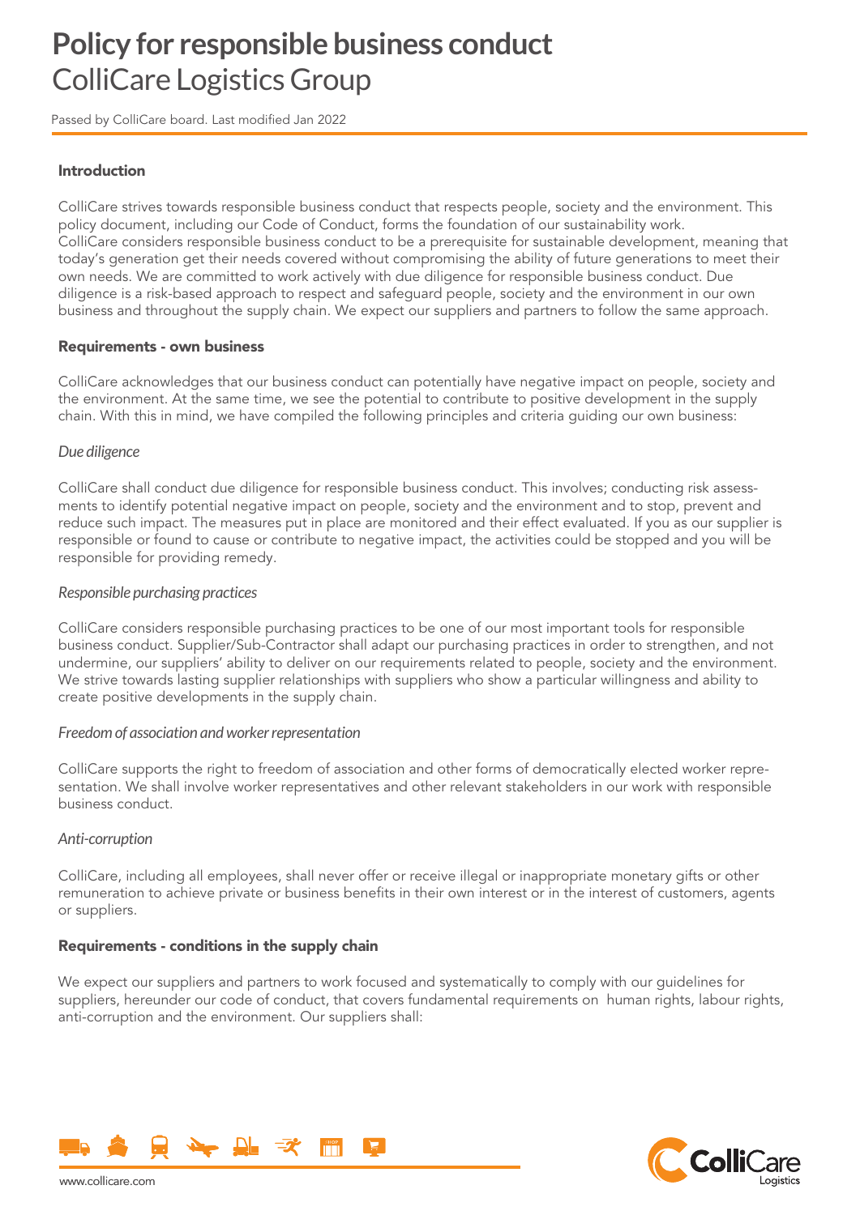# Policy for responsible business conduct

## C 	olliCare Logistics Group

Passed by ColliCare board. Last modified Jan 2022

### Introduction

ColliCare strives towards responsible business conduct that respects people, society and the environment. This policy document, including our Code of Conduct, forms the foundation of our sustainability work. ColliCare considers responsible business conduct to be a prerequisite for sustainable development, meaning that today's generation get their needs covered without compromising the ability of future generations to meet their own needs. We are committed to work actively with due diligence for responsible business conduct. Due diligence is a risk-based approach to respect and safeguard people, society and the environment in our own business and throughout the supply chain. We expect our suppliers and partners to follow the same approach.

### Requirements - own business

ColliCare acknowledges that our business conduct can potentially have negative impact on people, society and the environment. At the same time, we see the potential to contribute to positive development in the supply chain. With this in mind, we have compiled the following principles and criteria guiding our own business:

*Due diligence*

ColliCare shall conduct due diligence for responsible business conduct. This involves; conducting risk assessments to identify potential negative impact on people, society and the environment and to stop, prevent and reduce such impact. The measures put in place are monitored and their effect evaluated. If you as our supplier is responsible or found to cause or contribute to negative impact, the activities could be stopped and you will be responsible for providing remedy.

*Responsible purchasing practices*

ColliCare considers responsible purchasing practices to be one of our most important tools for responsible business conduct. Supplier/Sub-Contractor shall adapt our purchasing practices in order to strengthen, and not undermine, our suppliers' ability to deliver on our requirements related to people, society and the environment. We strive towards lasting supplier relationships with suppliers who show a particular willingness and ability to create positive developments in the supply chain.

*Freedom of association and worker representation*

ColliCare supports the right to freedom of association and other forms of democratically elected worker representation. We shall involve worker representatives and other relevant stakeholders in our work with responsible business conduct.

*Anti-corruption*

ColliCare, including all employees, shall never offer or receive illegal or inappropriate monetary gifts or other remuneration to achieve private or business benefits in their own interest or in the interest of customers, agents or suppliers.

### Requirements - conditions in the supply chain

We expect our suppliers and partners to work focused and systematically to comply with our guidelines for suppliers, hereunder our code of conduct, that covers fundamental requirements on human rights, labour rights, anti-corruption and the environment. Our suppliers shall: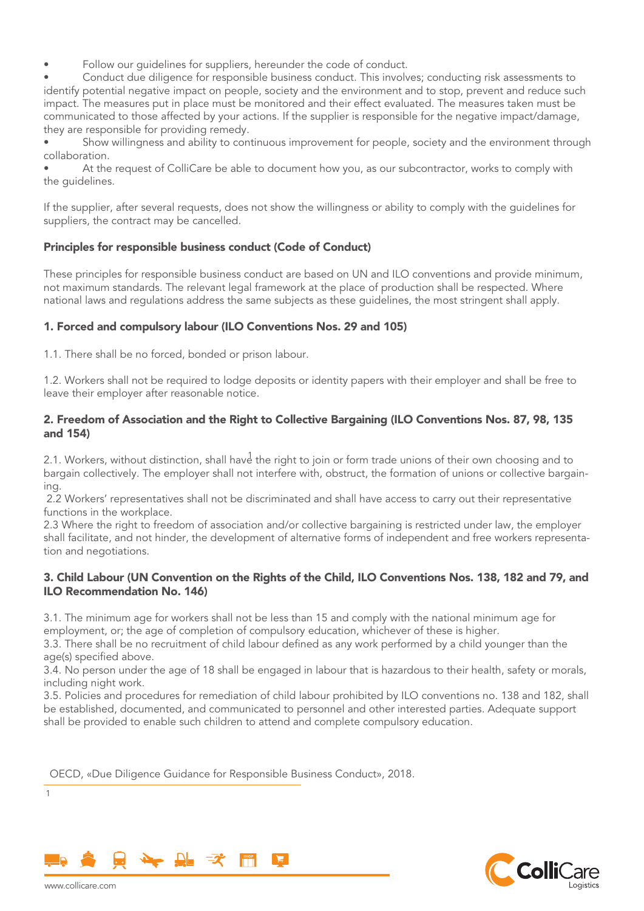- Follow our guidelines for suppliers, hereunder the code of conduct.
- Conduct due diligence for responsible business conduct. This involves; conducting risk assessments to identify potential negative impact on people, society and the environment and to stop, prevent and reduce such impact. The measures put in place must be monitored and their effect evaluated. The measures taken must be communicated to those affected by your actions. If the supplier is responsible for the negative impact/damage, they are responsible for providing remedy.
- Show willingness and ability to continuous improvement for people, society and the environment through collaboration.
- At the request of ColliCare be able to document how you, as our subcontractor, works to comply with the guidelines.

If the supplier, after several requests, does not show the willingness or ability to comply with the guidelines for suppliers, the contract may be cancelled.

## Principles for responsible business conduct (Code of Conduct)

These principles for responsible business conduct are based on UN and ILO conventions and provide minimum, not maximum standards. The relevant legal framework at the place of production shall be respected. Where national laws and regulations address the same subjects as these guidelines, the most stringent shall apply.

### 1. Forced and compulsory labour (ILO Conventions Nos. 29 and 105)

1.1. There shall be no forced, bonded or prison labour.

1.2. Workers shall not be required to lodge deposits or identity papers with their employer and shall be free to leave their employer after reasonable notice.

### 2. Freedom of Association and the Right to Collective Bargaining (ILO Conventions Nos. 87, 98, 135 and 154)

2.1. Workers, without distinction, shall have[1] the right to join or form trade unions of their own choosing and to bargain collectively. The employer shall not interfere with, obstruct, the formation of unions or collective bargaining.

2.2 Workers' representatives shall not be discriminated and shall have access to carry out their representative functions in the workplace.

2.3 Where the right to freedom of association and/or collective bargaining is restricted under law, the employer shall facilitate, and not hinder, the development of alternative forms of independent and free workers representation and negotiations.

### 3. Child Labour (UN Convention on the Rights of the Child, ILO Conventions Nos. 138, 182 and 79, and ILO Recommendation No. 146)

3.1. The minimum age for workers shall not be less than 15 and comply with the national minimum age for employment, or; the age of completion of compulsory education, whichever of these is higher.

3.3. There shall be no recruitment of child labour defined as any work performed by a child younger than the age(s) specified above.

3.4. No person under the age of 18 shall be engaged in labour that is hazardous to their health, safety or morals, including night work.

3.5. Policies and procedures for remediation of child labour prohibited by ILO conventions no. 138 and 182, shall be established, documented, and communicated to personnel and other interested parties. Adequate support shall be provided to enable such children to attend and complete compulsory education.

---

[1] OECD, «Due Diligence Guidance for Responsible Business Conduct», 2018.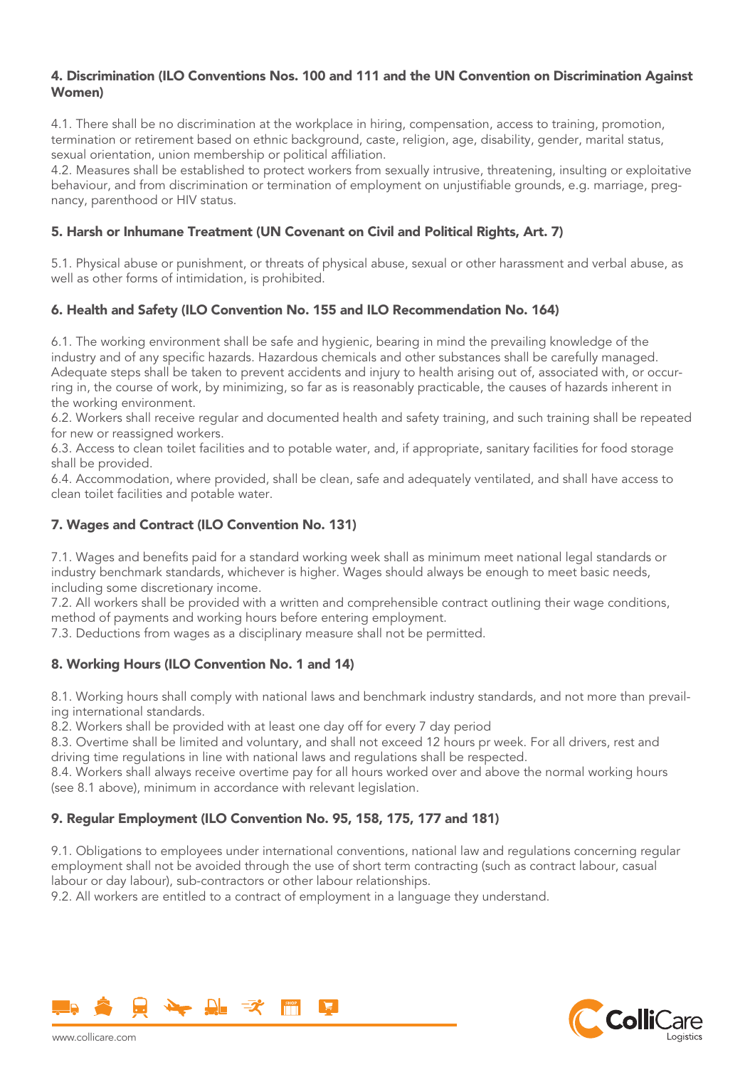#### 4. Discrimination (ILO Conventions Nos. 100 and 111 and the UN Convention on Discrimination Against Women)

4.1. There shall be no discrimination at the workplace in hiring, compensation, access to training, promotion, termination or retirement based on ethnic background, caste, religion, age, disability, gender, marital status, sexual orientation, union membership or political affiliation.
4.2. Measures shall be established to protect workers from sexually intrusive, threatening, insulting or exploitative behaviour, and from discrimination or termination of employment on unjustifiable grounds, e.g. marriage, pregnancy, parenthood or HIV status.

#### 5. Harsh or Inhumane Treatment (UN Covenant on Civil and Political Rights, Art. 7)

5.1. Physical abuse or punishment, or threats of physical abuse, sexual or other harassment and verbal abuse, as well as other forms of intimidation, is prohibited.

#### 6. Health and Safety (ILO Convention No. 155 and ILO Recommendation No. 164)

6.1. The working environment shall be safe and hygienic, bearing in mind the prevailing knowledge of the industry and of any specific hazards. Hazardous chemicals and other substances shall be carefully managed. Adequate steps shall be taken to prevent accidents and injury to health arising out of, associated with, or occurring in, the course of work, by minimizing, so far as is reasonably practicable, the causes of hazards inherent in the working environment.
6.2. Workers shall receive regular and documented health and safety training, and such training shall be repeated for new or reassigned workers.
6.3. Access to clean toilet facilities and to potable water, and, if appropriate, sanitary facilities for food storage shall be provided.
6.4. Accommodation, where provided, shall be clean, safe and adequately ventilated, and shall have access to clean toilet facilities and potable water.

#### 7. Wages and Contract (ILO Convention No. 131)

7.1. Wages and benefits paid for a standard working week shall as minimum meet national legal standards or industry benchmark standards, whichever is higher. Wages should always be enough to meet basic needs, including some discretionary income.
7.2. All workers shall be provided with a written and comprehensible contract outlining their wage conditions, method of payments and working hours before entering employment.
7.3. Deductions from wages as a disciplinary measure shall not be permitted.

#### 8. Working Hours (ILO Convention No. 1 and 14)

8.1. Working hours shall comply with national laws and benchmark industry standards, and not more than prevailing international standards.
8.2. Workers shall be provided with at least one day off for every 7 day period
8.3. Overtime shall be limited and voluntary, and shall not exceed 12 hours pr week. For all drivers, rest and driving time regulations in line with national laws and regulations shall be respected.
8.4. Workers shall always receive overtime pay for all hours worked over and above the normal working hours (see 8.1 above), minimum in accordance with relevant legislation.

#### 9. Regular Employment (ILO Convention No. 95, 158, 175, 177 and 181)

9.1. Obligations to employees under international conventions, national law and regulations concerning regular employment shall not be avoided through the use of short term contracting (such as contract labour, casual labour or day labour), sub-contractors or other labour relationships.
9.2. All workers are entitled to a contract of employment in a language they understand.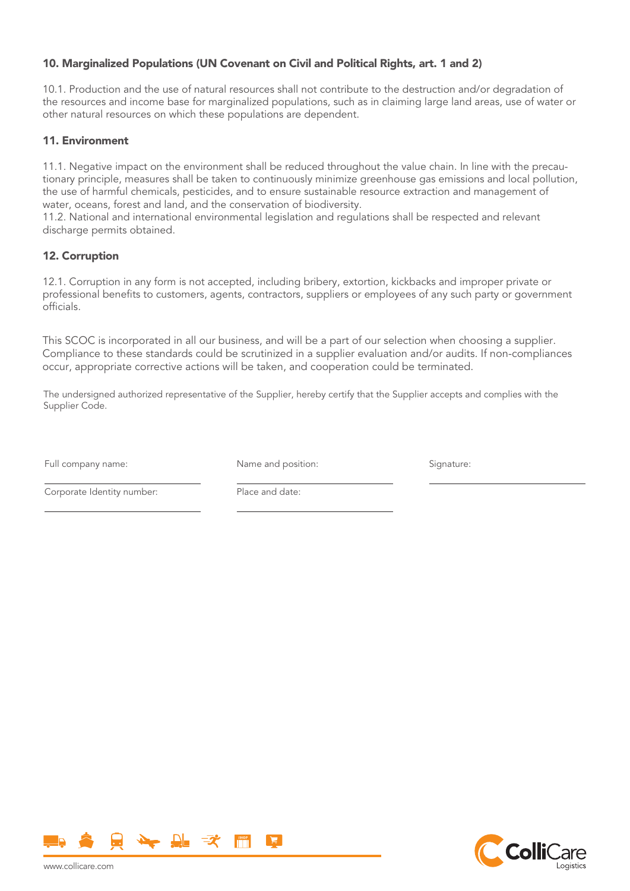### 10. Marginalized Populations (UN Covenant on Civil and Political Rights, art. 1 and 2)

10.1. Production and the use of natural resources shall not contribute to the destruction and/or degradation of the resources and income base for marginalized populations, such as in claiming large land areas, use of water or other natural resources on which these populations are dependent.

### 11. Environment

11.1. Negative impact on the environment shall be reduced throughout the value chain. In line with the precautionary principle, measures shall be taken to continuously minimize greenhouse gas emissions and local pollution, the use of harmful chemicals, pesticides, and to ensure sustainable resource extraction and management of water, oceans, forest and land, and the conservation of biodiversity.
11.2. National and international environmental legislation and regulations shall be respected and relevant discharge permits obtained.

### 12. Corruption

12.1. Corruption in any form is not accepted, including bribery, extortion, kickbacks and improper private or professional benefits to customers, agents, contractors, suppliers or employees of any such party or government officials.

This SCOC is incorporated in all our business, and will be a part of our selection when choosing a supplier. Compliance to these standards could be scrutinized in a supplier evaluation and/or audits. If non-compliances occur, appropriate corrective actions will be taken, and cooperation could be terminated.

The undersigned authorized representative of the Supplier, hereby certify that the Supplier accepts and complies with the Supplier Code.

Full company name: ______________________

Corporate Identity number: ______________________

Name and position: ______________________

Place and date: ______________________

Signature: ______________________